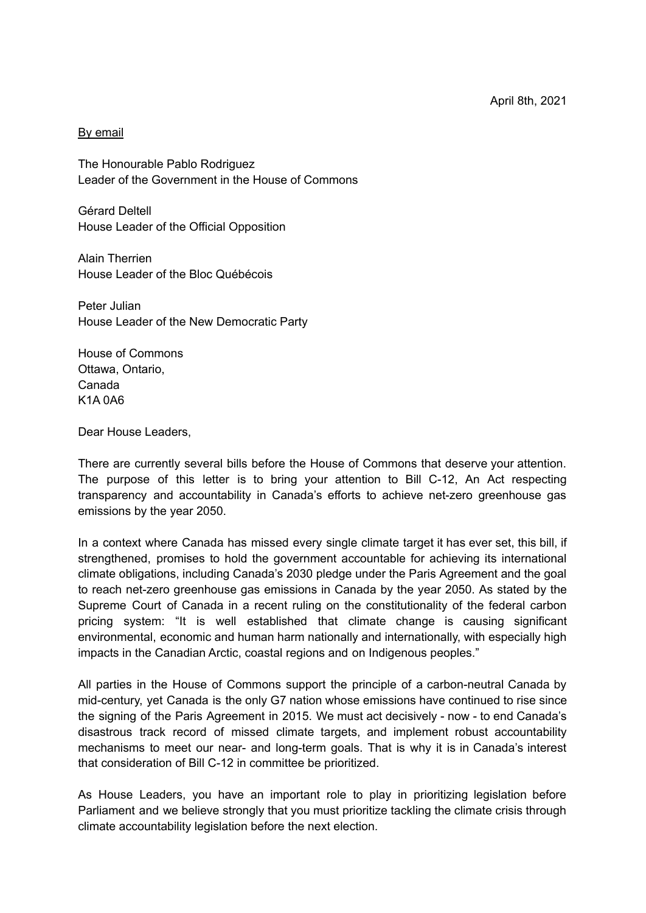April 8th, 2021

<u>By email</u>

The Honourable Pablo Rodriguez
Leader of the Government in the House of Commons

Gérard Deltell
House Leader of the Official Opposition

Alain Therrien
House Leader of the Bloc Québécois

Peter Julian
House Leader of the New Democratic Party

House of Commons
Ottawa, Ontario,
Canada
K1A 0A6

Dear House Leaders,

There are currently several bills before the House of Commons that deserve your attention. The purpose of this letter is to bring your attention to Bill C-12, An Act respecting transparency and accountability in Canada's efforts to achieve net-zero greenhouse gas emissions by the year 2050.

In a context where Canada has missed every single climate target it has ever set, this bill, if strengthened, promises to hold the government accountable for achieving its international climate obligations, including Canada's 2030 pledge under the Paris Agreement and the goal to reach net-zero greenhouse gas emissions in Canada by the year 2050. As stated by the Supreme Court of Canada in a recent ruling on the constitutionality of the federal carbon pricing system: "It is well established that climate change is causing significant environmental, economic and human harm nationally and internationally, with especially high impacts in the Canadian Arctic, coastal regions and on Indigenous peoples."

All parties in the House of Commons support the principle of a carbon-neutral Canada by mid-century, yet Canada is the only G7 nation whose emissions have continued to rise since the signing of the Paris Agreement in 2015. We must act decisively - now - to end Canada's disastrous track record of missed climate targets, and implement robust accountability mechanisms to meet our near- and long-term goals. That is why it is in Canada's interest that consideration of Bill C-12 in committee be prioritized.

As House Leaders, you have an important role to play in prioritizing legislation before Parliament and we believe strongly that you must prioritize tackling the climate crisis through climate accountability legislation before the next election.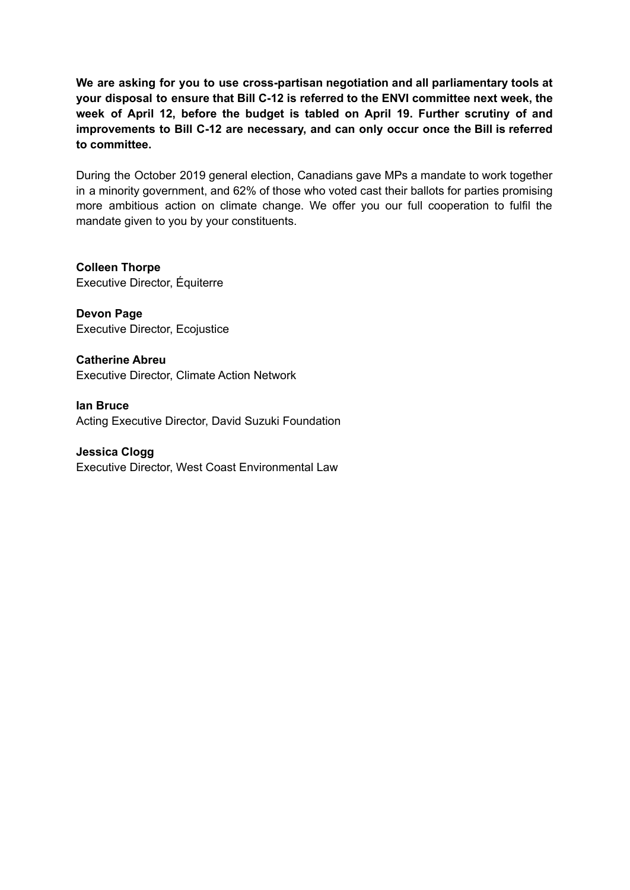**We are asking for you to use cross-partisan negotiation and all parliamentary tools at your disposal to ensure that Bill C-12 is referred to the ENVI committee next week, the week of April 12, before the budget is tabled on April 19. Further scrutiny of and improvements to Bill C-12 are necessary, and can only occur once the Bill is referred to committee.**

During the October 2019 general election, Canadians gave MPs a mandate to work together in a minority government, and 62% of those who voted cast their ballots for parties promising more ambitious action on climate change. We offer you our full cooperation to fulfil the mandate given to you by your constituents.

**Colleen Thorpe**
Executive Director, Équiterre

**Devon Page**
Executive Director, Ecojustice

**Catherine Abreu**
Executive Director, Climate Action Network

**Ian Bruce**
Acting Executive Director, David Suzuki Foundation

**Jessica Clogg**
Executive Director, West Coast Environmental Law